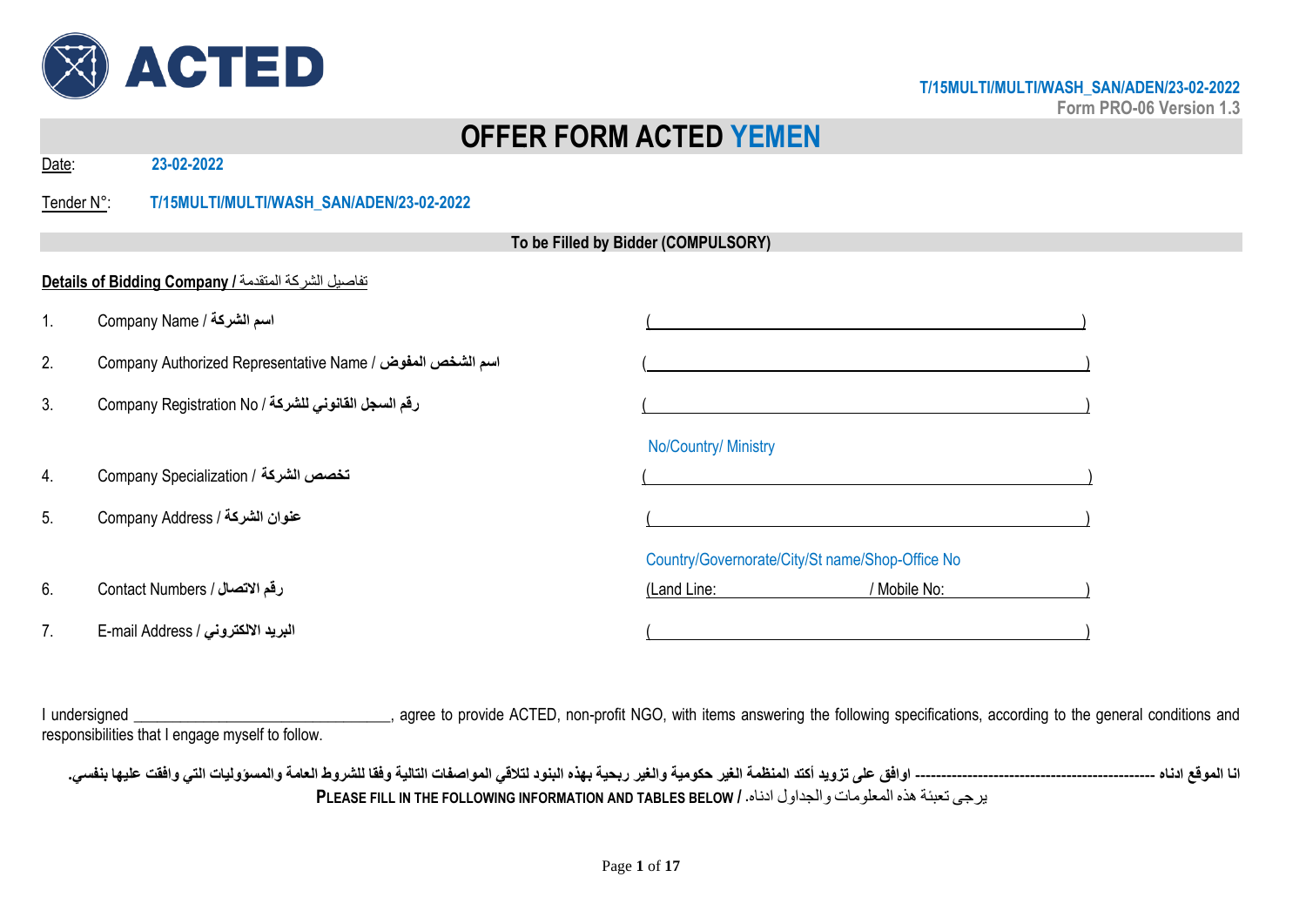ACTED

T/15MULTI/MULTI/WASH_SAN/ADEN/23-02-2022
Form PRO-06 Version 1.3

# OFFER FORM ACTED YEMEN

Date: 23-02-2022

Tender N°: T/15MULTI/MULTI/WASH_SAN/ADEN/23-02-2022

**To be Filled by Bidder (COMPULSORY)**

**Details of Bidding Company /** تفاصيل الشركة المتقدمة

1. Company Name / **اسم الشركة** (______________________________)
2. Company Authorized Representative Name / **اسم الشخص المفوض** (______________________________)
3. Company Registration No / **رقم السجل القانوني للشركة** (______________________________)
   No/Country/ Ministry
4. Company Specialization / **تخصص الشركة** (______________________________)
5. Company Address / **عنوان الشركة** (______________________________)
   Country/Governorate/City/St name/Shop-Office No
6. Contact Numbers / **رقم الاتصال** (Land Line: ______________ / Mobile No: ______________)
7. E-mail Address / **البريد الالكتروني** (______________________________)

I undersigned ______________________________, agree to provide ACTED, non-profit NGO, with items answering the following specifications, according to the general conditions and responsibilities that I engage myself to follow.

**انا الموقع ادناه ---------------------------------------------- اوافق على تزويد أكتد المنظمة الغير حكومية والغير ربحية بهذه البنود لتلاقي المواصفات التالية وفقا للشروط العامة والمسؤوليات التي وافقت عليها بنفسي.**

**PLEASE FILL IN THE FOLLOWING INFORMATION AND TABLES BELOW /** يرجى تعبئة هذه المعلومات والجداول ادناه.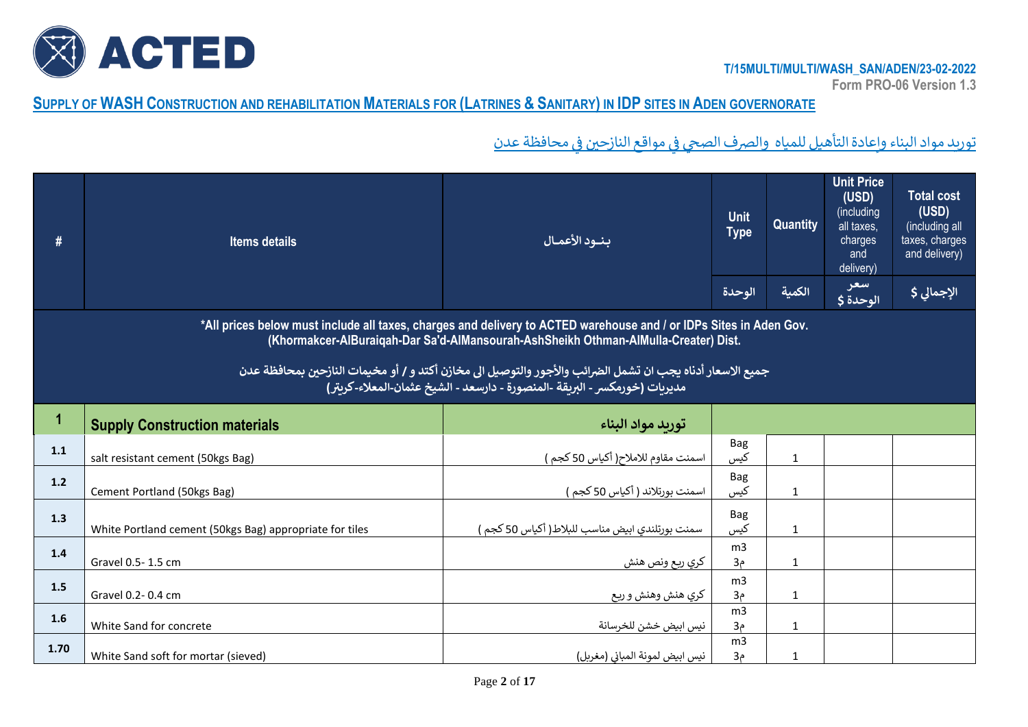T/15MULTI/MULTI/WASH_SAN/ADEN/23-02-2022

Form PRO-06 Version 1.3

## SUPPLY OF WASH CONSTRUCTION AND REHABILITATION MATERIALS FOR (LATRINES & SANITARY) IN IDP SITES IN ADEN GOVERNORATE

## توريد مواد البناء وإعادة التأهيل للمياه والصرف الصحي في مواقع النازحين في محافظة عدن

| # | Items details | بنـود الأعمـال | Unit Type الوحدة | Quantity الكمية | Unit Price (USD) (including all taxes, charges and delivery) سعر الوحدة $ | Total cost (USD) (including all taxes, charges and delivery) الإجمالي $ |
|---|---|---|---|---|---|---|
| *All prices below must include all taxes, charges and delivery to ACTED warehouse and / or IDPs Sites in Aden Gov. (Khormakcer-AlBuraiqah-Dar Sa'd-AlMansourah-AshSheikh Othman-AlMulla-Creater) Dist. جميع الاسعار أدناه يجب ان تشمل الضرائب والأجور والتوصيل الى مخازن أكتد و / أو مخيمات النازحين بمحافظة عدن مديريات (خورمكسر - البريقة -المنصورة - دارسعد - الشيخ عثمان-المعلاء-كريتر) | | | | | | |
| **1** | **Supply Construction materials** | **توريد مواد البناء** | | | | |
| 1.1 | salt resistant cement (50kgs Bag) | اسمنت مقاوم للاملاح( أكياس 50 كجم ) | Bag كيس | 1 | | |
| 1.2 | Cement Portland (50kgs Bag) | اسمنت بورتلاند ( أكياس 50 كجم ) | Bag كيس | 1 | | |
| 1.3 | White Portland cement (50kgs Bag) appropriate for tiles | سمنت بورتلندي ابيض مناسب للبلاط( أكياس 50 كجم ) | Bag كيس | 1 | | |
| 1.4 | Gravel 0.5- 1.5 cm | كري ربع ونص هنش | m3 م3 | 1 | | |
| 1.5 | Gravel 0.2- 0.4 cm | كري هنش وهنش و ربع | m3 م3 | 1 | | |
| 1.6 | White Sand for concrete | نيس ابيض خشن للخرسانة | m3 م3 | 1 | | |
| 1.70 | White Sand soft for mortar (sieved) | نيس ابيض لمونة المباني (مغربل) | m3 م3 | 1 | | |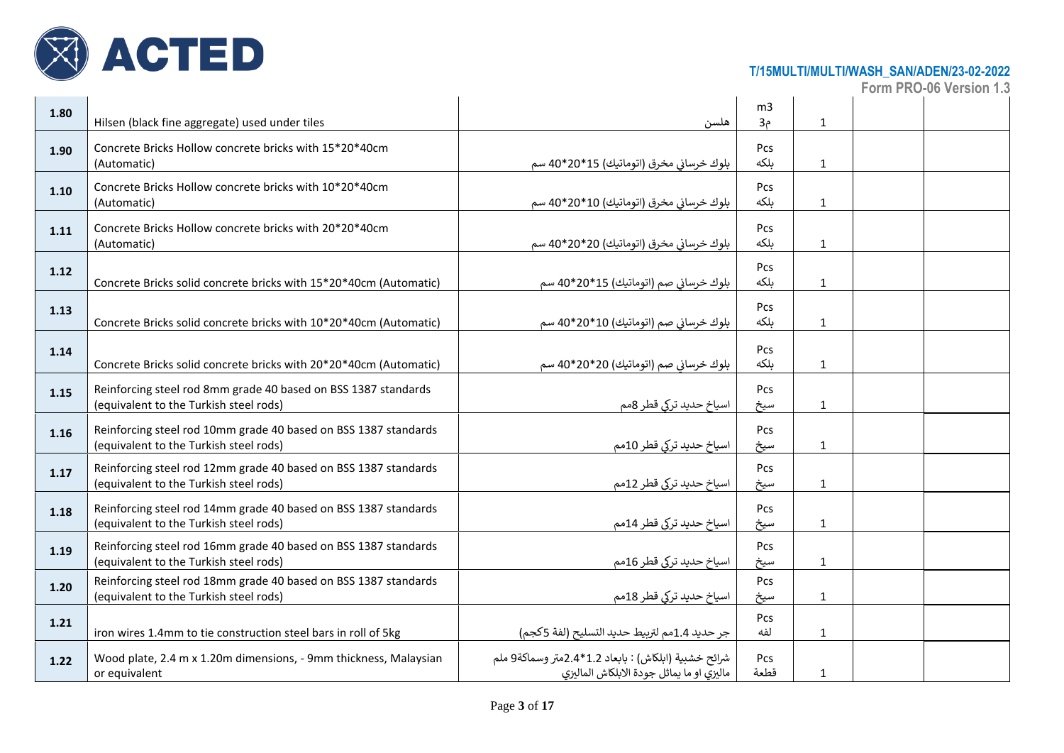| | | | | | | |
|---|---|---|---|---|---|---|
| 1.80 | Hilsen (black fine aggregate) used under tiles | هلسن | m3 م3 | 1 | | |
| 1.90 | Concrete Bricks Hollow concrete bricks with 15*20*40cm (Automatic) | بلوك خرساني مخرق (اتوماتيك) 15*20*40 سم | Pcs بلكه | 1 | | |
| 1.10 | Concrete Bricks Hollow concrete bricks with 10*20*40cm (Automatic) | بلوك خرساني مخرق (اتوماتيك) 10*20*40 سم | Pcs بلكه | 1 | | |
| 1.11 | Concrete Bricks Hollow concrete bricks with 20*20*40cm (Automatic) | بلوك خرساني مخرق (اتوماتيك) 20*20*40 سم | Pcs بلكه | 1 | | |
| 1.12 | Concrete Bricks solid concrete bricks with 15*20*40cm (Automatic) | بلوك خرساني صم (اتوماتيك) 15*20*40 سم | Pcs بلكه | 1 | | |
| 1.13 | Concrete Bricks solid concrete bricks with 10*20*40cm (Automatic) | بلوك خرساني صم (اتوماتيك) 10*20*40 سم | Pcs بلكه | 1 | | |
| 1.14 | Concrete Bricks solid concrete bricks with 20*20*40cm (Automatic) | بلوك خرساني صم (اتوماتيك) 20*20*40 سم | Pcs بلكه | 1 | | |
| 1.15 | Reinforcing steel rod 8mm grade 40 based on BSS 1387 standards (equivalent to the Turkish steel rods) | اسياخ حديد تركي قطر 8مم | Pcs سيخ | 1 | | |
| 1.16 | Reinforcing steel rod 10mm grade 40 based on BSS 1387 standards (equivalent to the Turkish steel rods) | اسياخ حديد تركي قطر 10مم | Pcs سيخ | 1 | | |
| 1.17 | Reinforcing steel rod 12mm grade 40 based on BSS 1387 standards (equivalent to the Turkish steel rods) | اسياخ حديد تركي قطر 12مم | Pcs سيخ | 1 | | |
| 1.18 | Reinforcing steel rod 14mm grade 40 based on BSS 1387 standards (equivalent to the Turkish steel rods) | اسياخ حديد تركي قطر 14مم | Pcs سيخ | 1 | | |
| 1.19 | Reinforcing steel rod 16mm grade 40 based on BSS 1387 standards (equivalent to the Turkish steel rods) | اسياخ حديد تركي قطر 16مم | Pcs سيخ | 1 | | |
| 1.20 | Reinforcing steel rod 18mm grade 40 based on BSS 1387 standards (equivalent to the Turkish steel rods) | اسياخ حديد تركي قطر 18مم | Pcs سيخ | 1 | | |
| 1.21 | iron wires 1.4mm to tie construction steel bars in roll of 5kg | جر حديد 1.4مم لتربيط حديد التسليح (لفة 5كجم) | Pcs لفه | 1 | | |
| 1.22 | Wood plate, 2.4 m x 1.20m dimensions, - 9mm thickness, Malaysian or equivalent | شرائح خشبية (ابلكاش) : بابعاد 1.2*2.4متر وسماكة9 ملم ماليزي او ما يماثل جودة الابلكاش الماليزي | Pcs قطعة | 1 | | |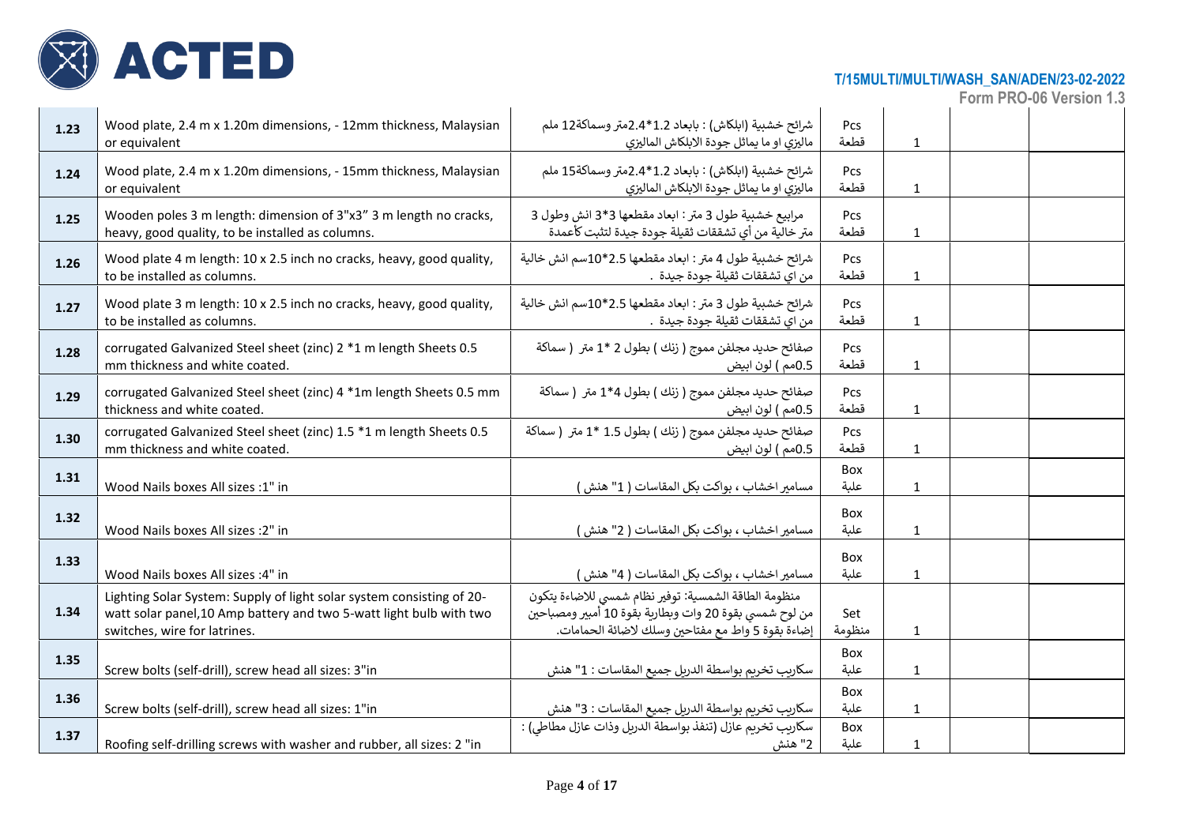| | | | | | | |
|---|---|---|---|---|---|---|
| 1.23 | Wood plate, 2.4 m x 1.20m dimensions, - 12mm thickness, Malaysian or equivalent | شرائح خشبية (ابلكاش) : بابعاد 1.2*2.4متر وسماكة12 ملم ماليزي او ما يماثل جودة الابلكاش الماليزي | Pcs قطعة | 1 | | |
| 1.24 | Wood plate, 2.4 m x 1.20m dimensions, - 15mm thickness, Malaysian or equivalent | شرائح خشبية (ابلكاش) : بابعاد 1.2*2.4متر وسماكة15 ملم ماليزي او ما يماثل جودة الابلكاش الماليزي | Pcs قطعة | 1 | | |
| 1.25 | Wooden poles 3 m length: dimension of 3"x3" 3 m length no cracks, heavy, good quality, to be installed as columns. | مرابيع خشبية طول 3 متر : ابعاد مقطعها 3*3 انش وطول 3 متر خالية من أي تشققات ثقيلة جودة جيدة لتثبت كأعمدة | Pcs قطعة | 1 | | |
| 1.26 | Wood plate 4 m length: 10 x 2.5 inch no cracks, heavy, good quality, to be installed as columns. | شرائح خشبية طول 4 متر : ابعاد مقطعها 2.5*10سم انش خالية من اي تشققات ثقيلة جودة جيدة . | Pcs قطعة | 1 | | |
| 1.27 | Wood plate 3 m length: 10 x 2.5 inch no cracks, heavy, good quality, to be installed as columns. | شرائح خشبية طول 3 متر : ابعاد مقطعها 2.5*10سم انش خالية من اي تشققات ثقيلة جودة جيدة . | Pcs قطعة | 1 | | |
| 1.28 | corrugated Galvanized Steel sheet (zinc) 2 *1 m length Sheets 0.5 mm thickness and white coated. | صفائح حديد مجلفن مموج ( زنك ) بطول 2 *1 متر ( سماكة 0.5مم ) لون ابيض | Pcs قطعة | 1 | | |
| 1.29 | corrugated Galvanized Steel sheet (zinc) 4 *1m length Sheets 0.5 mm thickness and white coated. | صفائح حديد مجلفن مموج ( زنك ) بطول 4*1 متر ( سماكة 0.5مم ) لون ابيض | Pcs قطعة | 1 | | |
| 1.30 | corrugated Galvanized Steel sheet (zinc) 1.5 *1 m length Sheets 0.5 mm thickness and white coated. | صفائح حديد مجلفن مموج ( زنك ) بطول 1.5 *1 متر ( سماكة 0.5مم ) لون ابيض | Pcs قطعة | 1 | | |
| 1.31 | Wood Nails boxes All sizes :1" in | مسامير اخشاب ، بواكت بكل المقاسات ( 1" هنش ) | Box علبة | 1 | | |
| 1.32 | Wood Nails boxes All sizes :2" in | مسامير اخشاب ، بواكت بكل المقاسات ( 2" هنش ) | Box علبة | 1 | | |
| 1.33 | Wood Nails boxes All sizes :4" in | مسامير اخشاب ، بواكت بكل المقاسات ( 4" هنش ) | Box علبة | 1 | | |
| 1.34 | Lighting Solar System: Supply of light solar system consisting of 20-watt solar panel,10 Amp battery and two 5-watt light bulb with two switches, wire for latrines. | منظومة الطاقة الشمسية: توفير نظام شمسي للاضاءة يتكون من لوح شمسي بقوة 20 وات وبطارية بقوة 10 أمبير ومصباحين إضاءة بقوة 5 واط مع مفتاحين وسلك لاضائة الحمامات. | Set منظومة | 1 | | |
| 1.35 | Screw bolts (self-drill), screw head all sizes: 3"in | سكاريب تخريم بواسطة الدريل جميع المقاسات : 1" هنش | Box علبة | 1 | | |
| 1.36 | Screw bolts (self-drill), screw head all sizes: 1"in | سكاريب تخريم بواسطة الدريل جميع المقاسات : 3" هنش | Box علبة | 1 | | |
| 1.37 | Roofing self-drilling screws with washer and rubber, all sizes: 2 "in | سكاريب تخريم عازل (تنفذ بواسطة الدريل وذات عازل مطاطي) : 2" هنش | Box علبة | 1 | | |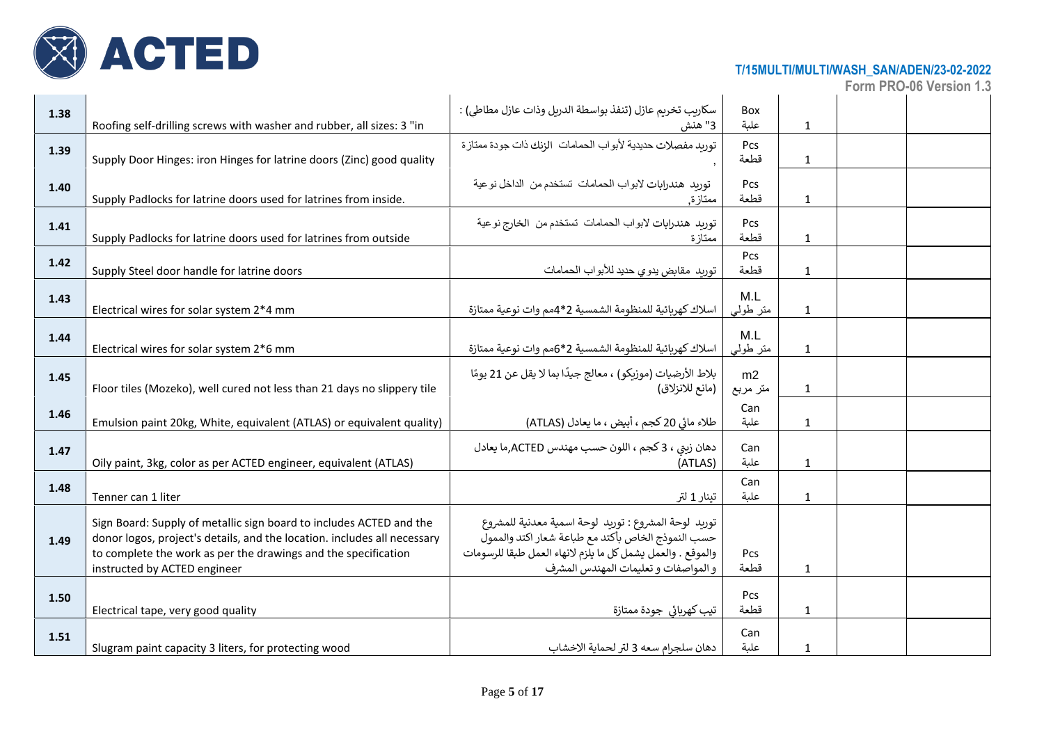| 1.38 | Roofing self-drilling screws with washer and rubber, all sizes: 3 "in | سكاريب تخريم عازل (تنفذ بواسطة الدريل وذات عازل مطاطي) : 3" هنش | Box علبة | 1 | | |
|---|---|---|---|---|---|---|
| 1.39 | Supply Door Hinges: iron Hinges for latrine doors (Zinc) good quality | توريد مفصلات حديدية لأبواب الحمامات الزنك ذات جودة ممتازة , | Pcs قطعة | 1 | | |
| 1.40 | Supply Padlocks for latrine doors used for latrines from inside. | توريد هندرابات لابواب الحمامات تستخدم من الداخل نوعية ممتازة, | Pcs قطعة | 1 | | |
| 1.41 | Supply Padlocks for latrine doors used for latrines from outside | توريد هندرابات لابواب الحمامات تستخدم من الخارج نوعية ممتازة | Pcs قطعة | 1 | | |
| 1.42 | Supply Steel door handle for latrine doors | توريد مقابض يدوي حديد للأبواب الحمامات | Pcs قطعة | 1 | | |
| 1.43 | Electrical wires for solar system 2*4 mm | اسلاك كهربائية للمنظومة الشمسية 2*4مم وات نوعية ممتازة | M.L متر طولي | 1 | | |
| 1.44 | Electrical wires for solar system 2*6 mm | اسلاك كهربائية للمنظومة الشمسية 2*6مم وات نوعية ممتازة | M.L متر طولي | 1 | | |
| 1.45 | Floor tiles (Mozeko), well cured not less than 21 days no slippery tile | بلاط الأرضيات (موزيكو) ، معالج جيدًا بما لا يقل عن 21 يومًا (مانع للانزلاق) | m2 متر مربع | 1 | | |
| 1.46 | Emulsion paint 20kg, White, equivalent (ATLAS) or equivalent quality) | طلاء مائي 20 كجم ، أبيض ، ما يعادل (ATLAS) | Can علبة | 1 | | |
| 1.47 | Oily paint, 3kg, color as per ACTED engineer, equivalent (ATLAS) | دهان زيتي ، 3 كجم ، اللون حسب مهندس ACTED,ما يعادل (ATLAS) | Can علبة | 1 | | |
| 1.48 | Tenner can 1 liter | تينار 1 لتر | Can علبة | 1 | | |
| 1.49 | Sign Board: Supply of metallic sign board to includes ACTED and the donor logos, project's details, and the location. includes all necessary to complete the work as per the drawings and the specification instructed by ACTED engineer | توريد لوحة المشروع : توريد لوحة اسمية معدنية للمشروع حسب النموذج الخاص بأكتد مع طباعة شعار اكتد والممول والموقع . والعمل يشمل كل ما يلزم لانهاء العمل طبقا للرسومات و المواصفات و تعليمات المهندس المشرف | Pcs قطعة | 1 | | |
| 1.50 | Electrical tape, very good quality | تيب كهربائي جودة ممتازة | Pcs قطعة | 1 | | |
| 1.51 | Slugram paint capacity 3 liters, for protecting wood | دهان سلجرام سعه 3 لتر لحماية الاخشاب | Can علبة | 1 | | |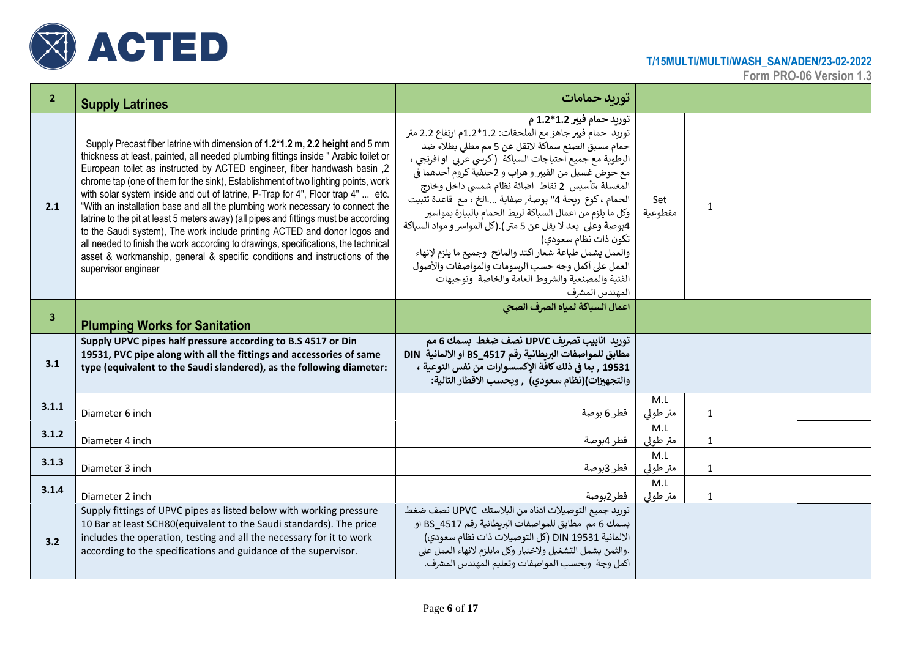T/15MULTI/MULTI/WASH_SAN/ADEN/23-02-2022
Form PRO-06 Version 1.3

| | | | | | | |
|---|---|---|---|---|---|---|
| **2** | **Supply Latrines** | **توريد حمامات** | | | | |
| **2.1** | Supply Precast fiber latrine with dimension of **1.2*1.2 m, 2.2 height** and 5 mm thickness at least, painted, all needed plumbing fittings inside " Arabic toilet or European toilet as instructed by ACTED engineer, fiber handwash basin ,2 chrome tap (one of them for the sink), Establishment of two lighting points, work with solar system inside and out of latrine, P-Trap for 4", Floor trap 4" ... etc. "With an installation base and all the plumbing work necessary to connect the latrine to the pit at least 5 meters away) (all pipes and fittings must be according to the Saudi system), The work include printing ACTED and donor logos and all needed to finish the work according to drawings, specifications, the technical asset & workmanship, general & specific conditions and instructions of the supervisor engineer | **توريد حمام فيبر 1.2*1.2 م** توريد حمام فيبر جاهز مع الملحقات: 1.2*1.2م ارتفاع 2.2 متر حمام مسبق الصنع سماكة لاتقل عن 5 مم مطلي بطلاء ضد الرطوبة مع جميع احتياجات السباكة (كرسي عربي او افرنجي ، مع حوض غسيل من الفيبر و هراب و 2حنفية كروم أحدهما في المغسلة ،تأسيس 2 نقاط اضائة نظام شمسي داخل وخارج الحمام ، كوع ريحة 4" بوصة, صفاية ....الخ ، مع قاعدة تثبيت وكل ما يلزم من اعمال السباكة لربط الحمام بالبيارة بمواسير 4بوصة وعلى بعد لا يقل عن 5 متر ).(كل المواسر و مواد السباكة تكون ذات نظام سعودي) والعمل يشمل طباعة شعار اكتد والمانح وجميع ما يلزم لإنهاء العمل على أكمل وجه حسب الرسومات والمواصفات والأصول الفنية والمصنعية والشروط العامة والخاصة وتوجيهات المهندس المشرف | Set مقطوعية | 1 | | |
| **3** | **Plumping Works for Sanitation** | **اعمال السباكة لمياه الصرف الصحي** | | | | |
| **3.1** | **Supply UPVC pipes half pressure according to B.S 4517 or Din 19531, PVC pipe along with all the fittings and accessories of same type (equivalent to the Saudi slandered), as the following diameter:** | **توريد انابيب تصريف UPVC نصف ضغط بسمك 6 مم مطابق للمواصفات البريطانية رقم BS_4517 او الالمانية DIN 19531 , بما في ذلك كافة الإكسسوارات من نفس النوعية ، والتجهيزات)(نظام سعودي) , وبحسب الاقطار التالية:** | | | | |
| **3.1.1** | Diameter 6 inch | قطر 6 بوصة | M.L متر طولي | 1 | | |
| **3.1.2** | Diameter 4 inch | قطر 4بوصة | M.L متر طولي | 1 | | |
| **3.1.3** | Diameter 3 inch | قطر 3بوصة | M.L متر طولي | 1 | | |
| **3.1.4** | Diameter 2 inch | قطر2بوصة | M.L متر طولي | 1 | | |
| **3.2** | Supply fittings of UPVC pipes as listed below with working pressure 10 Bar at least SCH80(equivalent to the Saudi standards). The price includes the operation, testing and all the necessary for it to work according to the specifications and guidance of the supervisor. | توريد جميع التوصيلات ادناه من البلاستك UPVC نصف ضغط بسمك 6 مم مطابق للمواصفات البريطانية رقم BS_4517 او الالمانية DIN 19531 (كل التوصيلات ذات نظام سعودي) .والثمن يشمل التشغيل ولاختبار وكل مايلزم لانهاء العمل على اكمل وجة وبحسب المواصفات وتعليم المهندس المشرف. | | | | |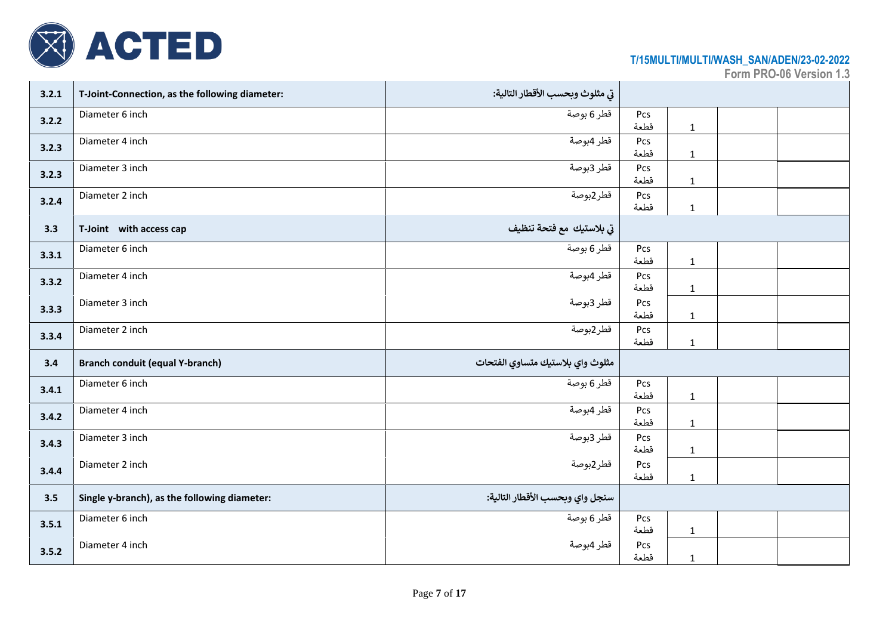| | | | | | | |
|---|---|---|---|---|---|---|
| **3.2.1** | **T-Joint-Connection, as the following diameter:** | **تي مثلوث وبحسب الأقطار التالية:** | | | | |
| **3.2.2** | Diameter 6 inch | قطر 6 بوصة | Pcs قطعة | 1 | | |
| **3.2.3** | Diameter 4 inch | قطر 4بوصة | Pcs قطعة | 1 | | |
| **3.2.3** | Diameter 3 inch | قطر 3بوصة | Pcs قطعة | 1 | | |
| **3.2.4** | Diameter 2 inch | قطر2بوصة | Pcs قطعة | 1 | | |
| **3.3** | **T-Joint with access cap** | **تي بلاستيك مع فتحة تنظيف** | | | | |
| **3.3.1** | Diameter 6 inch | قطر 6 بوصة | Pcs قطعة | 1 | | |
| **3.3.2** | Diameter 4 inch | قطر 4بوصة | Pcs قطعة | 1 | | |
| **3.3.3** | Diameter 3 inch | قطر 3بوصة | Pcs قطعة | 1 | | |
| **3.3.4** | Diameter 2 inch | قطر2بوصة | Pcs قطعة | 1 | | |
| **3.4** | **Branch conduit (equal Y-branch)** | **مثلوث واي بلاستيك متساوي الفتحات** | | | | |
| **3.4.1** | Diameter 6 inch | قطر 6 بوصة | Pcs قطعة | 1 | | |
| **3.4.2** | Diameter 4 inch | قطر 4بوصة | Pcs قطعة | 1 | | |
| **3.4.3** | Diameter 3 inch | قطر 3بوصة | Pcs قطعة | 1 | | |
| **3.4.4** | Diameter 2 inch | قطر2بوصة | Pcs قطعة | 1 | | |
| **3.5** | **Single y-branch), as the following diameter:** | **سنجل واي وبحسب الأقطار التالية:** | | | | |
| **3.5.1** | Diameter 6 inch | قطر 6 بوصة | Pcs قطعة | 1 | | |
| **3.5.2** | Diameter 4 inch | قطر 4بوصة | Pcs قطعة | 1 | | |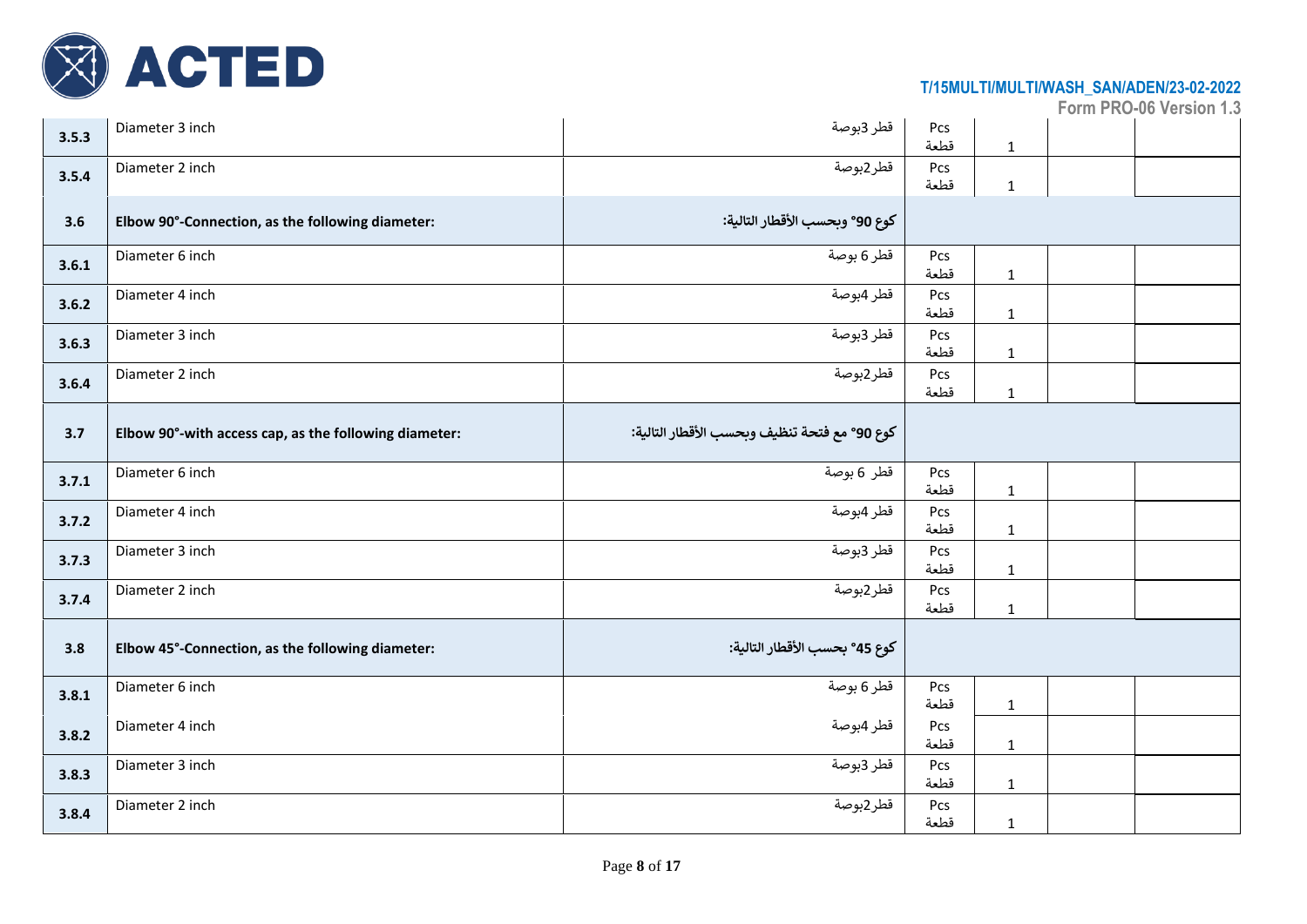| | | | | | | |
|---|---|---|---|---|---|---|
| **3.5.3** | Diameter 3 inch | قطر 3بوصة | Pcs قطعة | 1 | | |
| **3.5.4** | Diameter 2 inch | قطر2بوصة | Pcs قطعة | 1 | | |
| **3.6** | **Elbow 90°-Connection, as the following diameter:** | **كوع 90° وبحسب الأقطار التالية:** | | | | |
| **3.6.1** | Diameter 6 inch | قطر 6 بوصة | Pcs قطعة | 1 | | |
| **3.6.2** | Diameter 4 inch | قطر 4بوصة | Pcs قطعة | 1 | | |
| **3.6.3** | Diameter 3 inch | قطر 3بوصة | Pcs قطعة | 1 | | |
| **3.6.4** | Diameter 2 inch | قطر2بوصة | Pcs قطعة | 1 | | |
| **3.7** | **Elbow 90°-with access cap, as the following diameter:** | **كوع 90° مع فتحة تنظيف وبحسب الأقطار التالية:** | | | | |
| **3.7.1** | Diameter 6 inch | قطر 6 بوصة | Pcs قطعة | 1 | | |
| **3.7.2** | Diameter 4 inch | قطر 4بوصة | Pcs قطعة | 1 | | |
| **3.7.3** | Diameter 3 inch | قطر 3بوصة | Pcs قطعة | 1 | | |
| **3.7.4** | Diameter 2 inch | قطر2بوصة | Pcs قطعة | 1 | | |
| **3.8** | **Elbow 45°-Connection, as the following diameter:** | **كوع 45° بحسب الأقطار التالية:** | | | | |
| **3.8.1** | Diameter 6 inch | قطر 6 بوصة | Pcs قطعة | 1 | | |
| **3.8.2** | Diameter 4 inch | قطر 4بوصة | Pcs قطعة | 1 | | |
| **3.8.3** | Diameter 3 inch | قطر 3بوصة | Pcs قطعة | 1 | | |
| **3.8.4** | Diameter 2 inch | قطر2بوصة | Pcs قطعة | 1 | | |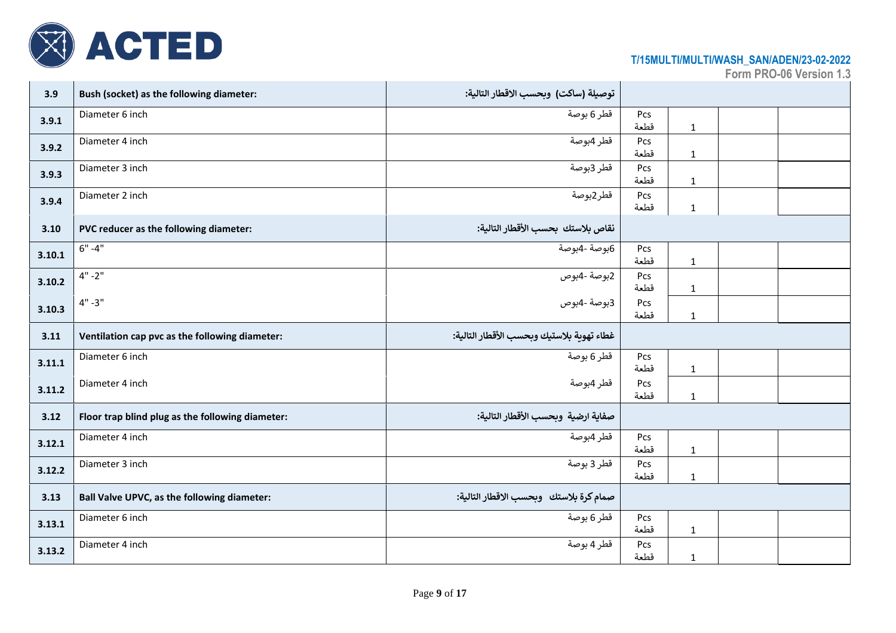| | | | | | | |
|---|---|---|---|---|---|---|
| 3.9 | Bush (socket) as the following diameter: | توصيلة (ساكت) وبحسب الاقطار التالية: | | | | |
| 3.9.1 | Diameter 6 inch | قطر 6 بوصة | Pcs قطعة | 1 | | |
| 3.9.2 | Diameter 4 inch | قطر 4بوصة | Pcs قطعة | 1 | | |
| 3.9.3 | Diameter 3 inch | قطر 3بوصة | Pcs قطعة | 1 | | |
| 3.9.4 | Diameter 2 inch | قطر2بوصة | Pcs قطعة | 1 | | |
| 3.10 | PVC reducer as the following diameter: | نقاص بلاستك بحسب الأقطار التالية: | | | | |
| 3.10.1 | 6" -4" | 6بوصة -4بوصة | Pcs قطعة | 1 | | |
| 3.10.2 | 4" -2" | 2بوصة -4بوص | Pcs قطعة | 1 | | |
| 3.10.3 | 4" -3" | 3بوصة -4بوص | Pcs قطعة | 1 | | |
| 3.11 | Ventilation cap pvc as the following diameter: | غطاء تهوية بلاستيك وبحسب الأقطار التالية: | | | | |
| 3.11.1 | Diameter 6 inch | قطر 6 بوصة | Pcs قطعة | 1 | | |
| 3.11.2 | Diameter 4 inch | قطر 4بوصة | Pcs قطعة | 1 | | |
| 3.12 | Floor trap blind plug as the following diameter: | صفاية ارضية وبحسب الأقطار التالية: | | | | |
| 3.12.1 | Diameter 4 inch | قطر 4بوصة | Pcs قطعة | 1 | | |
| 3.12.2 | Diameter 3 inch | قطر 3 بوصة | Pcs قطعة | 1 | | |
| 3.13 | Ball Valve UPVC, as the following diameter: | صمام كرة بلاستك وبحسب الاقطار التالية: | | | | |
| 3.13.1 | Diameter 6 inch | قطر 6 بوصة | Pcs قطعة | 1 | | |
| 3.13.2 | Diameter 4 inch | قطر 4 بوصة | Pcs قطعة | 1 | | |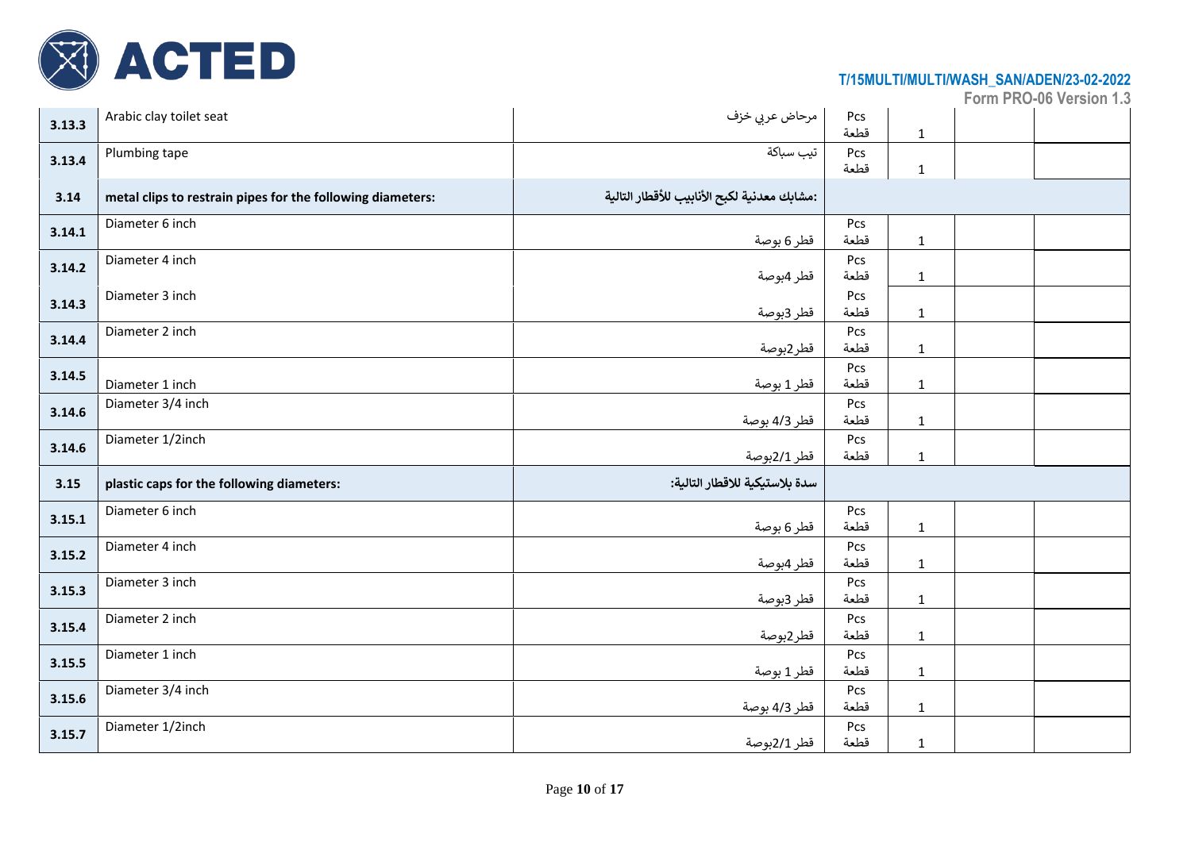| | | | | | | |
|---|---|---|---|---|---|---|
| **3.13.3** | Arabic clay toilet seat | مرحاض عربي خزف | Pcs قطعة | 1 | | |
| **3.13.4** | Plumbing tape | تيب سباكة | Pcs قطعة | 1 | | |
| **3.14** | **metal clips to restrain pipes for the following diameters:** | **:مشابك معدنية لكبح الأنابيب للأقطار التالية** | | | | |
| **3.14.1** | Diameter 6 inch | قطر 6 بوصة | Pcs قطعة | 1 | | |
| **3.14.2** | Diameter 4 inch | قطر 4بوصة | Pcs قطعة | 1 | | |
| **3.14.3** | Diameter 3 inch | قطر 3بوصة | Pcs قطعة | 1 | | |
| **3.14.4** | Diameter 2 inch | قطر2بوصة | Pcs قطعة | 1 | | |
| **3.14.5** | Diameter 1 inch | قطر 1 بوصة | Pcs قطعة | 1 | | |
| **3.14.6** | Diameter 3/4 inch | قطر 4/3 بوصة | Pcs قطعة | 1 | | |
| **3.14.6** | Diameter 1/2inch | قطر 2/1بوصة | Pcs قطعة | 1 | | |
| **3.15** | **plastic caps for the following diameters:** | **سدة بلاستيكية للاقطار التالية:** | | | | |
| **3.15.1** | Diameter 6 inch | قطر 6 بوصة | Pcs قطعة | 1 | | |
| **3.15.2** | Diameter 4 inch | قطر 4بوصة | Pcs قطعة | 1 | | |
| **3.15.3** | Diameter 3 inch | قطر 3بوصة | Pcs قطعة | 1 | | |
| **3.15.4** | Diameter 2 inch | قطر2بوصة | Pcs قطعة | 1 | | |
| **3.15.5** | Diameter 1 inch | قطر 1 بوصة | Pcs قطعة | 1 | | |
| **3.15.6** | Diameter 3/4 inch | قطر 4/3 بوصة | Pcs قطعة | 1 | | |
| **3.15.7** | Diameter 1/2inch | قطر 2/1بوصة | Pcs قطعة | 1 | | |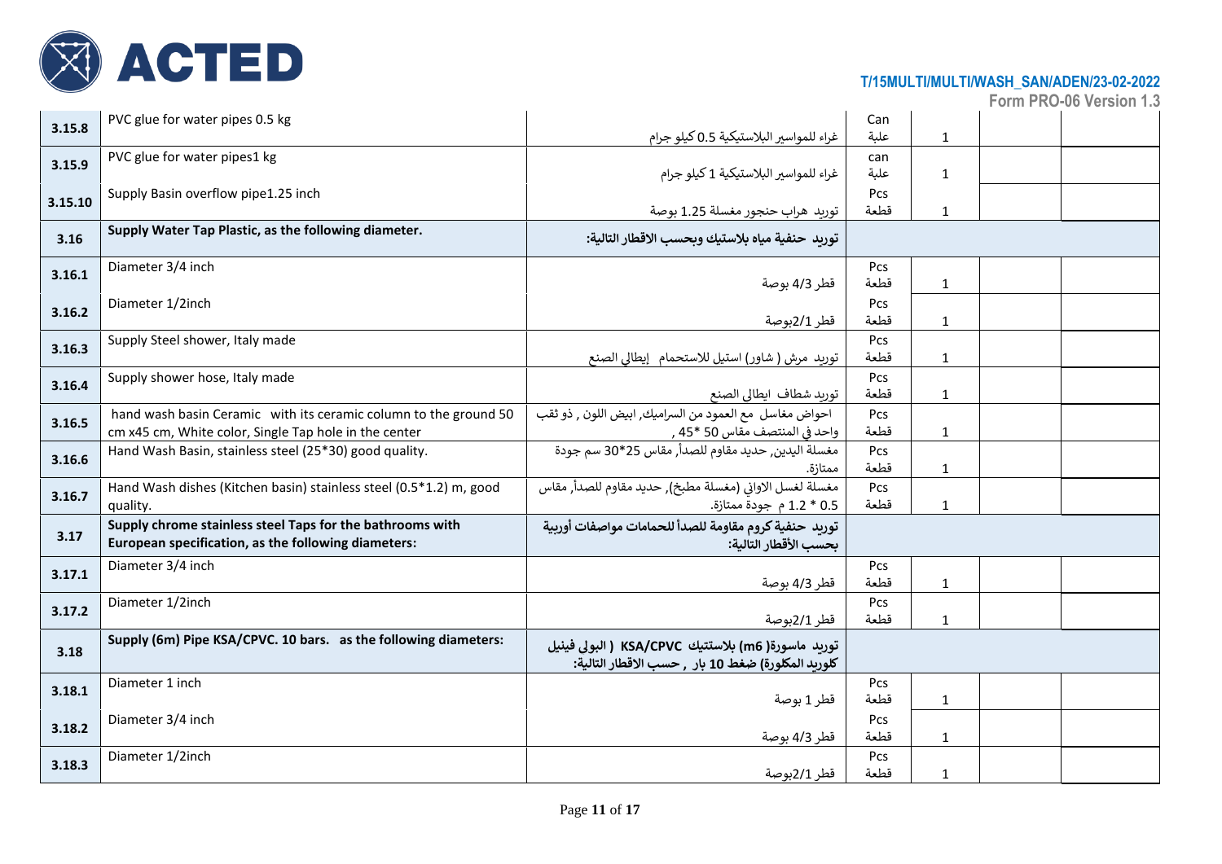| | | | | | | |
|---|---|---|---|---|---|---|
| 3.15.8 | PVC glue for water pipes 0.5 kg | غراء للمواسير البلاستيكية 0.5 كيلو جرام | Can علبة | 1 | | |
| 3.15.9 | PVC glue for water pipes1 kg | غراء للمواسير البلاستيكية 1 كيلو جرام | can علبة | 1 | | |
| 3.15.10 | Supply Basin overflow pipe1.25 inch | توريد هراب حنجور مغسلة 1.25 بوصة | Pcs قطعة | 1 | | |
| **3.16** | **Supply Water Tap Plastic, as the following diameter.** | **توريد حنفية مياه بلاستيك وبحسب الاقطار التالية:** | | | | |
| 3.16.1 | Diameter 3/4 inch | قطر 4/3 بوصة | Pcs قطعة | 1 | | |
| 3.16.2 | Diameter 1/2inch | قطر 2/1بوصة | Pcs قطعة | 1 | | |
| 3.16.3 | Supply Steel shower, Italy made | توريد مرش ( شاور) استيل للاستحمام إيطالي الصنع | Pcs قطعة | 1 | | |
| 3.16.4 | Supply shower hose, Italy made | توريد شطاف ايطالي الصنع | Pcs قطعة | 1 | | |
| 3.16.5 | hand wash basin Ceramic with its ceramic column to the ground 50 cm x45 cm, White color, Single Tap hole in the center | احواض مغاسل مع العمود من السراميك, ابيض اللون , ذو ثقب واحد في المنتصف مقاس 50 *45 , | Pcs قطعة | 1 | | |
| 3.16.6 | Hand Wash Basin, stainless steel (25*30) good quality. | مغسلة اليدين, حديد مقاوم للصدأ, مقاس 25*30 سم جودة ممتازة. | Pcs قطعة | 1 | | |
| 3.16.7 | Hand Wash dishes (Kitchen basin) stainless steel (0.5*1.2) m, good quality. | مغسلة لغسل الاواني (مغسلة مطبخ), حديد مقاوم للصدأ, مقاس 0.5 * 1.2 م جودة ممتازة. | Pcs قطعة | 1 | | |
| **3.17** | **Supply chrome stainless steel Taps for the bathrooms with European specification, as the following diameters:** | **توريد حنفية كروم مقاومة للصدأ للحمامات مواصفات أوربية بحسب الأقطار التالية:** | | | | |
| 3.17.1 | Diameter 3/4 inch | قطر 4/3 بوصة | Pcs قطعة | 1 | | |
| 3.17.2 | Diameter 1/2inch | قطر 2/1بوصة | Pcs قطعة | 1 | | |
| **3.18** | **Supply (6m) Pipe KSA/CPVC. 10 bars. as the following diameters:** | **توريد ماسورة( m6) بلاستيك KSA/CPVC ( البولي فينيل كلوريد المكلورة) ضغط 10 بار , حسب الاقطار التالية:** | | | | |
| 3.18.1 | Diameter 1 inch | قطر 1 بوصة | Pcs قطعة | 1 | | |
| 3.18.2 | Diameter 3/4 inch | قطر 4/3 بوصة | Pcs قطعة | 1 | | |
| 3.18.3 | Diameter 1/2inch | قطر 2/1بوصة | Pcs قطعة | 1 | | |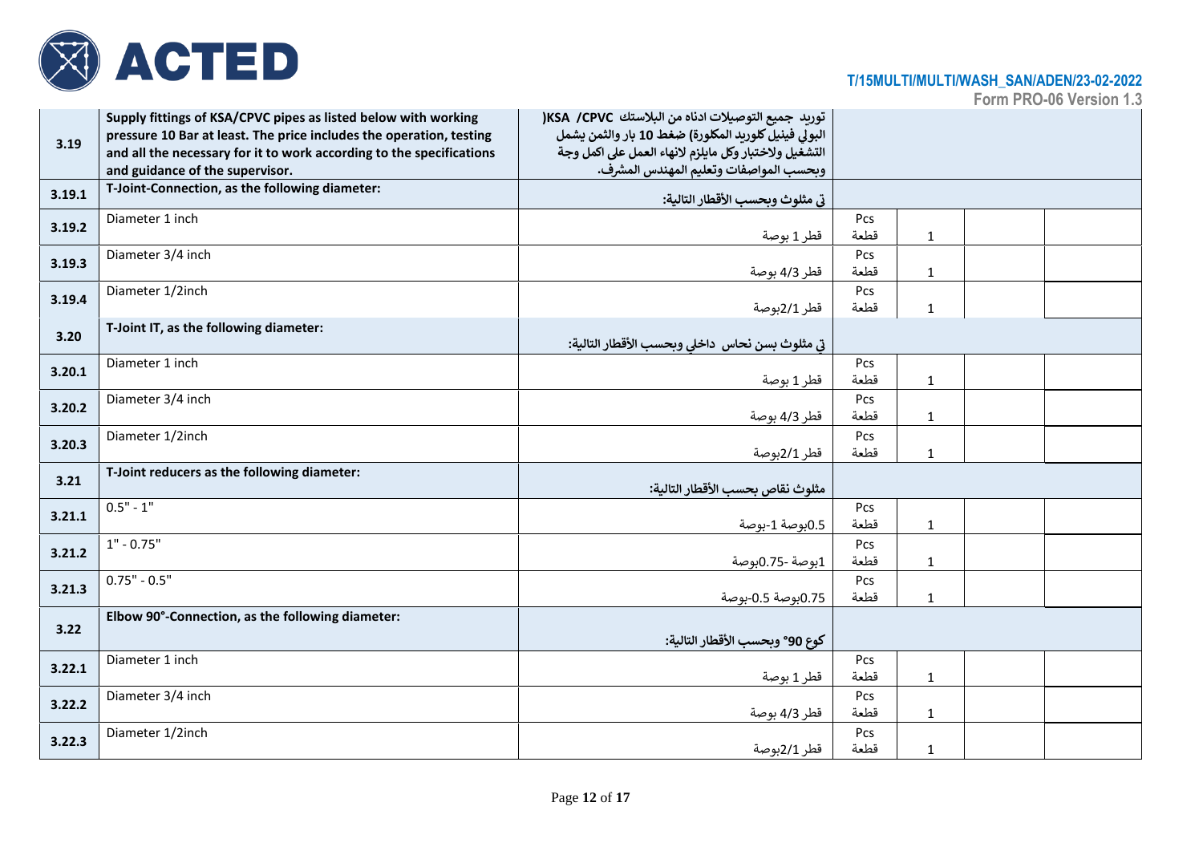| | | | | | | |
|---|---|---|---|---|---|---|
| 3.19 | **Supply fittings of KSA/CPVC pipes as listed below with working pressure 10 Bar at least. The price includes the operation, testing and all the necessary for it to work according to the specifications and guidance of the supervisor.** | **توريد جميع التوصيلات ادناه من البلاستك KSA /CPVC) البولي فينيل كلوريد المكلورة) ضغط 10 بار والثمن يشمل التشغيل ولاختبار وكل مايلزم لانهاء العمل على اكمل وجة وبحسب المواصفات وتعليم المهندس المشرف.** | | | | |
| 3.19.1 | **T-Joint-Connection, as the following diameter:** | **تي مثلوث وبحسب الأقطار التالية:** | | | | |
| 3.19.2 | Diameter 1 inch | قطر 1 بوصة | Pcs قطعة | 1 | | |
| 3.19.3 | Diameter 3/4 inch | قطر 4/3 بوصة | Pcs قطعة | 1 | | |
| 3.19.4 | Diameter 1/2inch | قطر 2/1بوصة | Pcs قطعة | 1 | | |
| 3.20 | **T-Joint IT, as the following diameter:** | **تي مثلوث بسن نحاس داخلي وبحسب الأقطار التالية:** | | | | |
| 3.20.1 | Diameter 1 inch | قطر 1 بوصة | Pcs قطعة | 1 | | |
| 3.20.2 | Diameter 3/4 inch | قطر 4/3 بوصة | Pcs قطعة | 1 | | |
| 3.20.3 | Diameter 1/2inch | قطر 2/1بوصة | Pcs قطعة | 1 | | |
| 3.21 | **T-Joint reducers as the following diameter:** | **مثلوث نقاص بحسب الأقطار التالية:** | | | | |
| 3.21.1 | 0.5" - 1" | 0.5بوصة 1-بوصة | Pcs قطعة | 1 | | |
| 3.21.2 | 1" - 0.75" | 1بوصة -0.75بوصة | Pcs قطعة | 1 | | |
| 3.21.3 | 0.75" - 0.5" | 0.75بوصة 0.5-بوصة | Pcs قطعة | 1 | | |
| 3.22 | **Elbow 90°-Connection, as the following diameter:** | **كوع 90° وبحسب الأقطار التالية:** | | | | |
| 3.22.1 | Diameter 1 inch | قطر 1 بوصة | Pcs قطعة | 1 | | |
| 3.22.2 | Diameter 3/4 inch | قطر 4/3 بوصة | Pcs قطعة | 1 | | |
| 3.22.3 | Diameter 1/2inch | قطر 2/1بوصة | Pcs قطعة | 1 | | |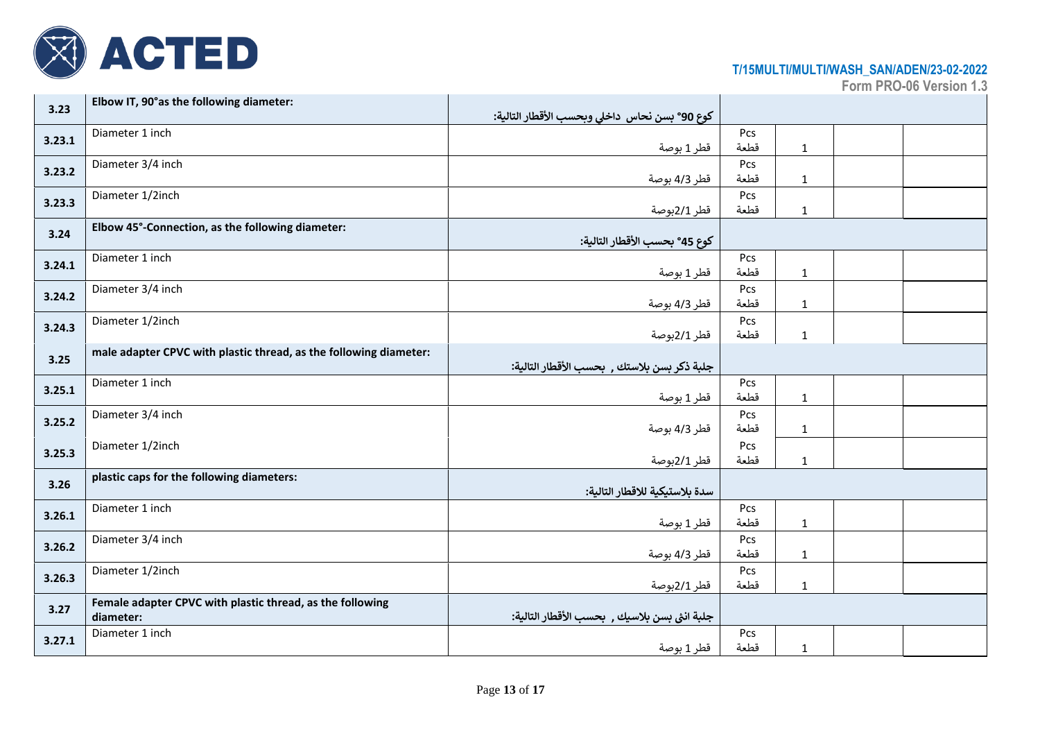| 3.23 | Elbow IT, 90°as the following diameter: | كوع 90° بسن نحاس داخلي وبحسب الأقطار التالية: | | | | |
|---|---|---|---|---|---|---|
| 3.23.1 | Diameter 1 inch | قطر 1 بوصة | Pcs قطعة | 1 | | |
| 3.23.2 | Diameter 3/4 inch | قطر 3/4 بوصة | Pcs قطعة | 1 | | |
| 3.23.3 | Diameter 1/2inch | قطر 1/2بوصة | Pcs قطعة | 1 | | |
| 3.24 | Elbow 45°-Connection, as the following diameter: | كوع 45° بحسب الأقطار التالية: | | | | |
| 3.24.1 | Diameter 1 inch | قطر 1 بوصة | Pcs قطعة | 1 | | |
| 3.24.2 | Diameter 3/4 inch | قطر 3/4 بوصة | Pcs قطعة | 1 | | |
| 3.24.3 | Diameter 1/2inch | قطر 1/2بوصة | Pcs قطعة | 1 | | |
| 3.25 | male adapter CPVC with plastic thread, as the following diameter: | جلبة ذكر بسن بلاستك , بحسب الأقطار التالية: | | | | |
| 3.25.1 | Diameter 1 inch | قطر 1 بوصة | Pcs قطعة | 1 | | |
| 3.25.2 | Diameter 3/4 inch | قطر 3/4 بوصة | Pcs قطعة | 1 | | |
| 3.25.3 | Diameter 1/2inch | قطر 1/2بوصة | Pcs قطعة | 1 | | |
| 3.26 | plastic caps for the following diameters: | سدة بلاستيكية للاقطار التالية: | | | | |
| 3.26.1 | Diameter 1 inch | قطر 1 بوصة | Pcs قطعة | 1 | | |
| 3.26.2 | Diameter 3/4 inch | قطر 3/4 بوصة | Pcs قطعة | 1 | | |
| 3.26.3 | Diameter 1/2inch | قطر 1/2بوصة | Pcs قطعة | 1 | | |
| 3.27 | Female adapter CPVC with plastic thread, as the following diameter: | جلبة انثى بسن بلاسيك , بحسب الأقطار التالية: | | | | |
| 3.27.1 | Diameter 1 inch | قطر 1 بوصة | Pcs قطعة | 1 | | |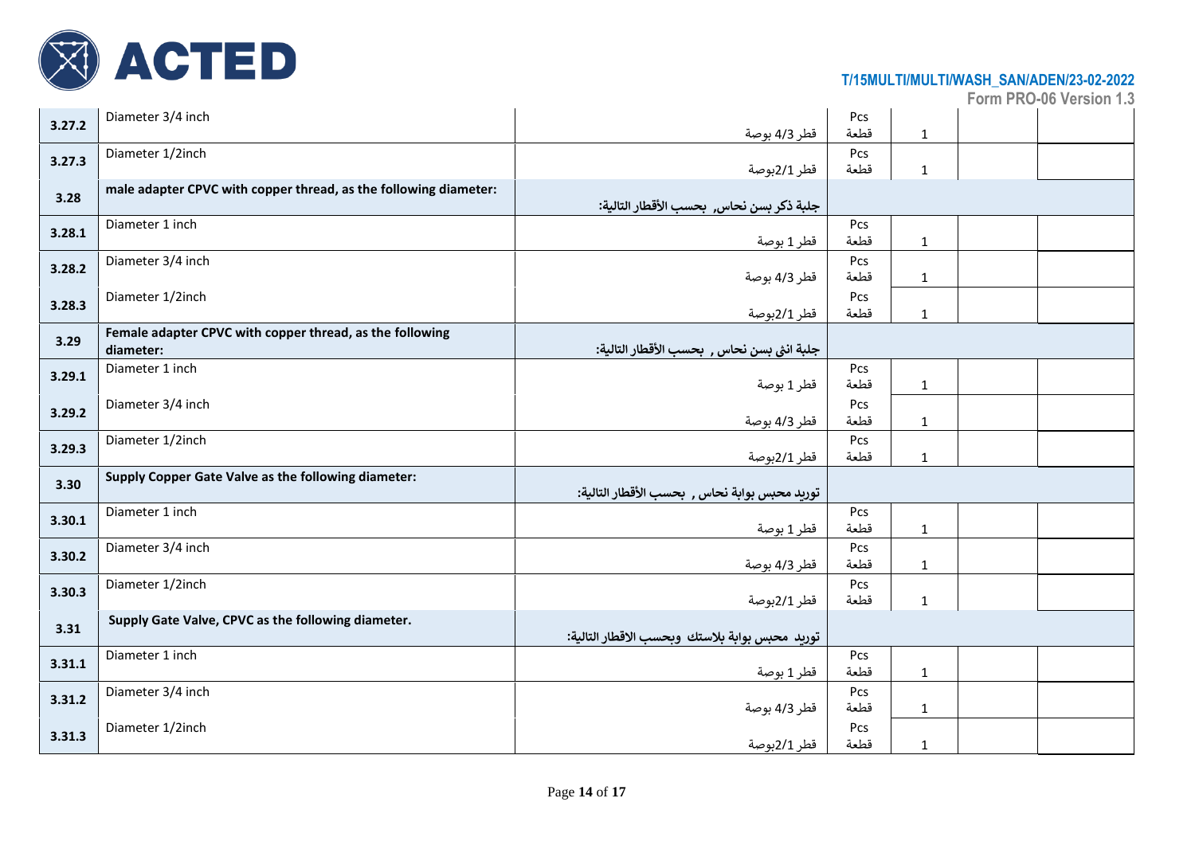| | | | | | | |
|---|---|---|---|---|---|---|
| 3.27.2 | Diameter 3/4 inch | قطر 4/3 بوصة | Pcs قطعة | 1 | | |
| 3.27.3 | Diameter 1/2inch | قطر 2/1بوصة | Pcs قطعة | 1 | | |
| 3.28 | **male adapter CPVC with copper thread, as the following diameter:** | **جلبة ذكر بسن نحاس, بحسب الأقطار التالية:** | | | | |
| 3.28.1 | Diameter 1 inch | قطر 1 بوصة | Pcs قطعة | 1 | | |
| 3.28.2 | Diameter 3/4 inch | قطر 4/3 بوصة | Pcs قطعة | 1 | | |
| 3.28.3 | Diameter 1/2inch | قطر 2/1بوصة | Pcs قطعة | 1 | | |
| 3.29 | **Female adapter CPVC with copper thread, as the following diameter:** | **جلبة انثى بسن نحاس , بحسب الأقطار التالية:** | | | | |
| 3.29.1 | Diameter 1 inch | قطر 1 بوصة | Pcs قطعة | 1 | | |
| 3.29.2 | Diameter 3/4 inch | قطر 4/3 بوصة | Pcs قطعة | 1 | | |
| 3.29.3 | Diameter 1/2inch | قطر 2/1بوصة | Pcs قطعة | 1 | | |
| 3.30 | **Supply Copper Gate Valve as the following diameter:** | **توريد محبس بوابة نحاس , بحسب الأقطار التالية:** | | | | |
| 3.30.1 | Diameter 1 inch | قطر 1 بوصة | Pcs قطعة | 1 | | |
| 3.30.2 | Diameter 3/4 inch | قطر 4/3 بوصة | Pcs قطعة | 1 | | |
| 3.30.3 | Diameter 1/2inch | قطر 2/1بوصة | Pcs قطعة | 1 | | |
| 3.31 | **Supply Gate Valve, CPVC as the following diameter.** | **توريد محبس بوابة بلاستك وبحسب الاقطار التالية:** | | | | |
| 3.31.1 | Diameter 1 inch | قطر 1 بوصة | Pcs قطعة | 1 | | |
| 3.31.2 | Diameter 3/4 inch | قطر 4/3 بوصة | Pcs قطعة | 1 | | |
| 3.31.3 | Diameter 1/2inch | قطر 2/1بوصة | Pcs قطعة | 1 | | |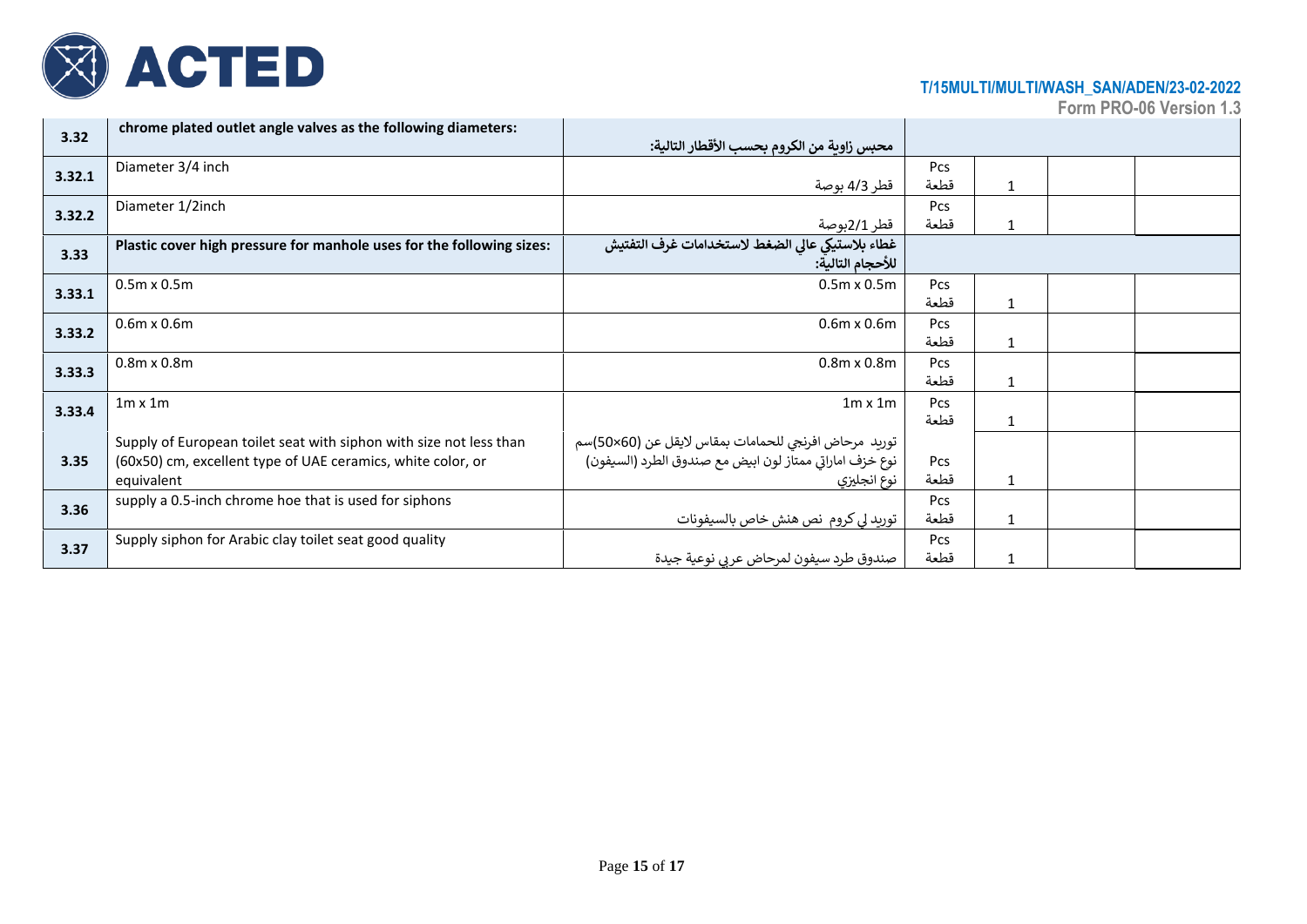ACTED

T/15MULTI/MULTI/WASH_SAN/ADEN/23-02-2022
Form PRO-06 Version 1.3

| | | | | | | |
|---|---|---|---|---|---|---|
| **3.32** | **chrome plated outlet angle valves as the following diameters:** | **محبس زاوية من الكروم بحسب الأقطار التالية:** | | | | |
| **3.32.1** | Diameter 3/4 inch | قطر 4/3 بوصة | Pcs قطعة | 1 | | |
| **3.32.2** | Diameter 1/2inch | قطر 2/1بوصة | Pcs قطعة | 1 | | |
| **3.33** | **Plastic cover high pressure for manhole uses for the following sizes:** | **غطاء بلاستيكي عالي الضغط لاستخدامات غرف التفتيش للأحجام التالية:** | | | | |
| **3.33.1** | 0.5m x 0.5m | 0.5m x 0.5m | Pcs قطعة | 1 | | |
| **3.33.2** | 0.6m x 0.6m | 0.6m x 0.6m | Pcs قطعة | 1 | | |
| **3.33.3** | 0.8m x 0.8m | 0.8m x 0.8m | Pcs قطعة | 1 | | |
| **3.33.4** | 1m x 1m | 1m x 1m | Pcs قطعة | 1 | | |
| **3.35** | Supply of European toilet seat with siphon with size not less than (60x50) cm, excellent type of UAE ceramics, white color, or equivalent | توريد مرحاض افرنجي للحمامات بمقاس لايقل عن (60×50)سم نوع خزف اماراتي ممتاز لون ابيض مع صندوق الطرد (السيفون) نوع انجليزي | Pcs قطعة | 1 | | |
| **3.36** | supply a 0.5-inch chrome hoe that is used for siphons | توريد لي كروم نص هنش خاص بالسيفونات | Pcs قطعة | 1 | | |
| **3.37** | Supply siphon for Arabic clay toilet seat good quality | صندوق طرد سيفون لمرحاض عربي نوعية جيدة | Pcs قطعة | 1 | | |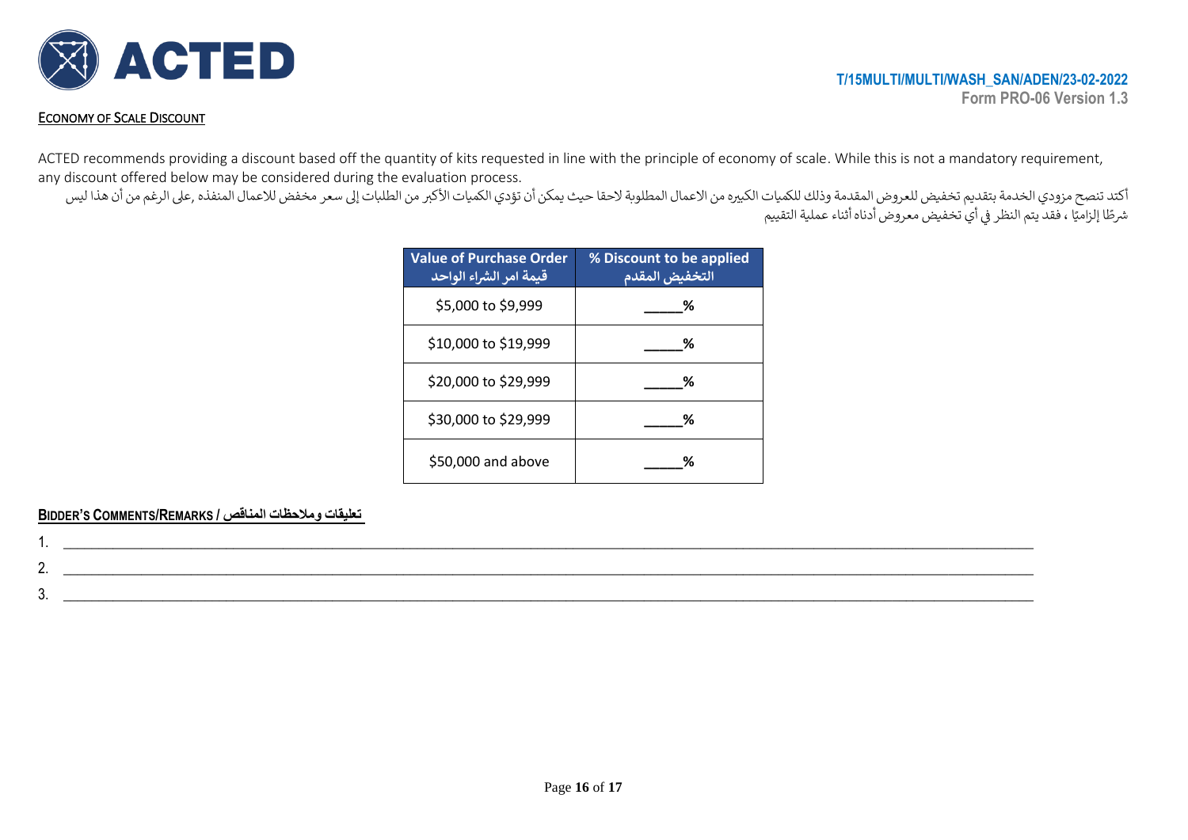T/15MULTI/MULTI/WASH_SAN/ADEN/23-02-2022
Form PRO-06 Version 1.3

## ECONOMY OF SCALE DISCOUNT

ACTED recommends providing a discount based off the quantity of kits requested in line with the principle of economy of scale. While this is not a mandatory requirement, any discount offered below may be considered during the evaluation process.

أكتد تنصح مزودي الخدمة بتقديم تخفيض للعروض المقدمة وذلك للكميات الكبيره من الاعمال المطلوبة لاحقا حيث يمكن أن تؤدي الكميات الأكبر من الطلبات إلى سعر مخفض للاعمال المنفذه ,على الرغم من أن هذا ليس شرطًا إلزاميًا ، فقد يتم النظر في أي تخفيض معروض أدناه أثناء عملية التقييم

| Value of Purchase Order<br>قيمة امر الشراء الواحد | % Discount to be applied<br>التخفيض المقدم |
|---|---|
| $5,000 to $9,999 | _____% |
| $10,000 to $19,999 | _____% |
| $20,000 to $29,999 | _____% |
| $30,000 to $29,999 | _____% |
| $50,000 and above | _____% |

### BIDDER'S COMMENTS/REMARKS / تعليقات وملاحظات المناقص

1. ______________________________________________________________________________
2. ______________________________________________________________________________
3. ______________________________________________________________________________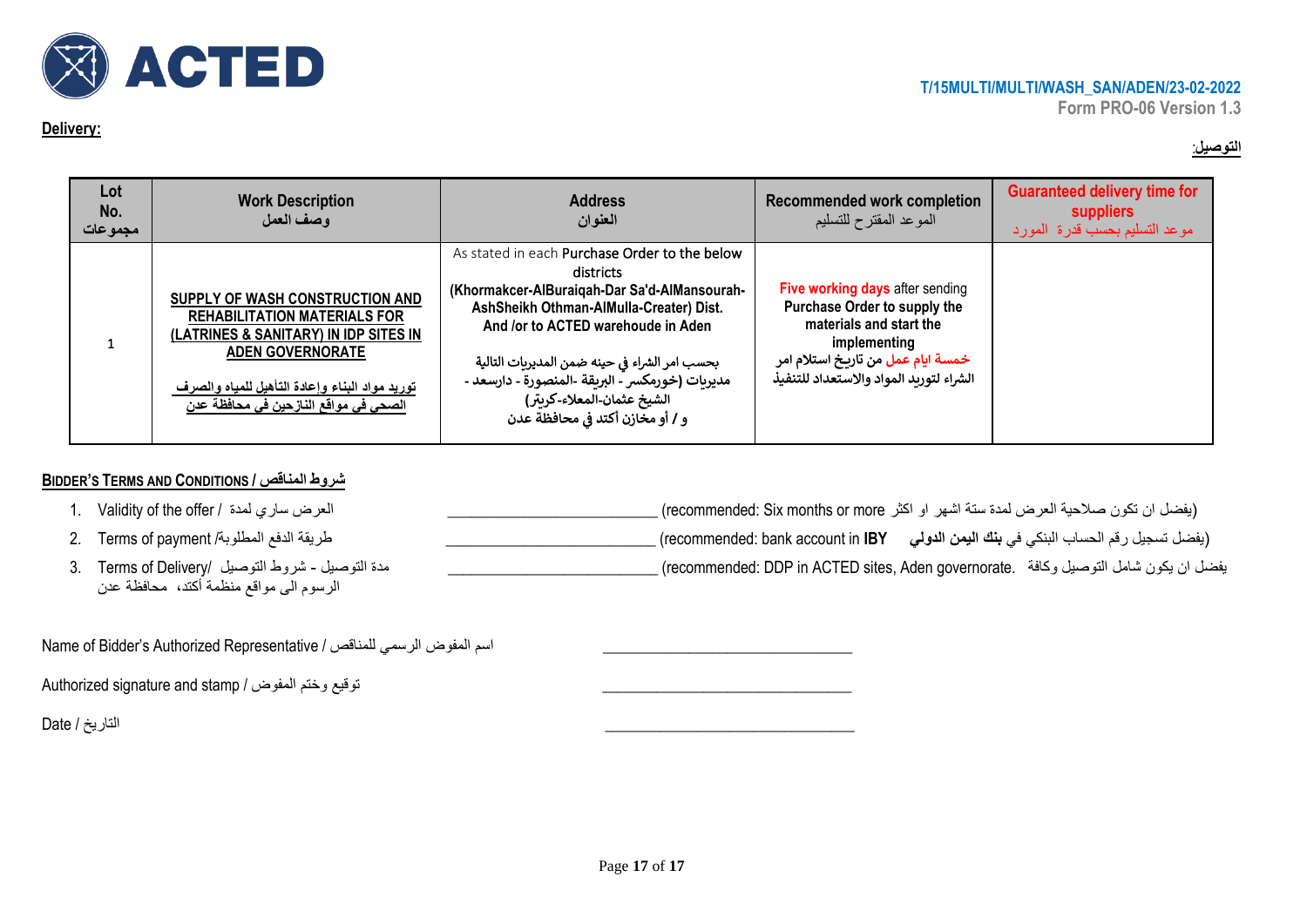T/15MULTI/MULTI/WASH_SAN/ADEN/23-02-2022

Form PRO-06 Version 1.3

**Delivery:**

**التوصيل:**

| Lot No. مجموعات | Work Description وصف العمل | Address العنوان | Recommended work completion الموعد المقترح للتسليم | Guaranteed delivery time for suppliers موعد التسليم بحسب قدرة المورد |
|---|---|---|---|---|
| 1 | **SUPPLY OF WASH CONSTRUCTION AND REHABILITATION MATERIALS FOR (LATRINES & SANITARY) IN IDP SITES IN ADEN GOVERNORATE** توريد مواد البناء وإعادة التأهيل للمياه والصرف الصحي في مواقع النازحين في محافظة عدن | As stated in each Purchase Order to the below districts **(Khormakcer-AlBuraiqah-Dar Sa'd-AlMansourah-AshSheikh Othman-AlMulla-Creater) Dist. And /or to ACTED warehoude in Aden** بحسب امر الشراء في حينه ضمن المديريات التالية مديريات (خورمكسر - البريقة -المنصورة - دارسعد - الشيخ عثمان-المعلاء-كريتر) و / أو مخازن أكتد في محافظة عدن | **Five working days** after sending **Purchase Order to supply the materials and start the implementing** خمسة ايام عمل من تاريخ استلام امر الشراء لتوريد المواد والاستعداد للتنفيذ | |

**BIDDER'S TERMS AND CONDITIONS / شروط المناقص**

1. Validity of the offer / العرض ساري لمدة ______________________ (recommended: Six months or more يفضل ان تكون صلاحية العرض لمدة ستة اشهر او اكثر)
2. Terms of payment /طريقة الدفع المطلوبة ______________________ (recommended: bank account in **IBY** يفضل تسجيل رقم الحساب البنكي في **بنك اليمن الدولي**)
3. Terms of Delivery/ مدة التوصيل - شروط التوصيل الرسوم الى مواقع منظمة أكتد، محافظة عدن ______________________ (recommended: DDP in ACTED sites, Aden governorate. يفضل ان يكون شامل التوصيل وكافة

Name of Bidder's Authorized Representative / اسم المفوض الرسمي للمناقص ______________________

Authorized signature and stamp / توقيع وختم المفوض ______________________

Date / التاريخ ______________________